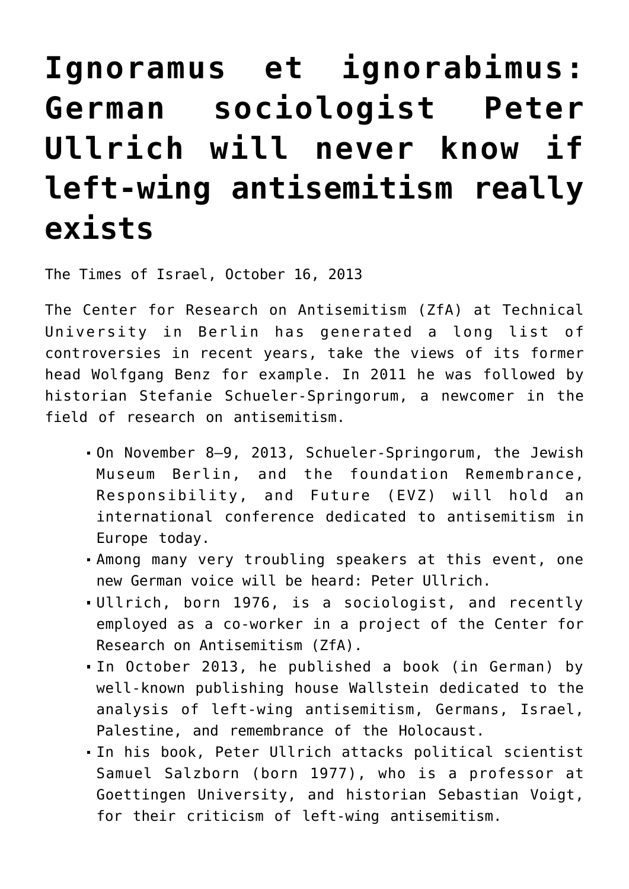# Ignoramus et ignorabimus: German sociologist Peter Ullrich will never know if left-wing antisemitism really exists

The Times of Israel, October 16, 2013

The Center for Research on Antisemitism (ZfA) at Technical University in Berlin has generated a long list of controversies in recent years, take the views of its former head Wolfgang Benz for example. In 2011 he was followed by historian Stefanie Schueler-Springorum, a newcomer in the field of research on antisemitism.

- On November 8–9, 2013, Schueler-Springorum, the Jewish Museum Berlin, and the foundation Remembrance, Responsibility, and Future (EVZ) will hold an international conference dedicated to antisemitism in Europe today.
- Among many very troubling speakers at this event, one new German voice will be heard: Peter Ullrich.
- Ullrich, born 1976, is a sociologist, and recently employed as a co-worker in a project of the Center for Research on Antisemitism (ZfA).
- In October 2013, he published a book (in German) by well-known publishing house Wallstein dedicated to the analysis of left-wing antisemitism, Germans, Israel, Palestine, and remembrance of the Holocaust.
- In his book, Peter Ullrich attacks political scientist Samuel Salzborn (born 1977), who is a professor at Goettingen University, and historian Sebastian Voigt, for their criticism of left-wing antisemitism.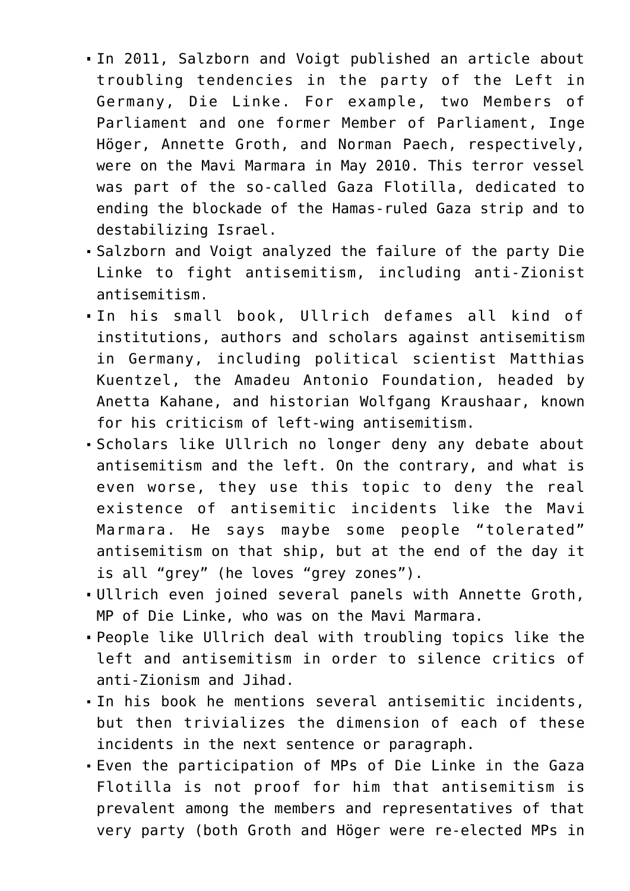- In 2011, Salzborn and Voigt published an article about troubling tendencies in the party of the Left in Germany, Die Linke. For example, two Members of Parliament and one former Member of Parliament, Inge Höger, Annette Groth, and Norman Paech, respectively, were on the Mavi Marmara in May 2010. This terror vessel was part of the so-called Gaza Flotilla, dedicated to ending the blockade of the Hamas-ruled Gaza strip and to destabilizing Israel.
- Salzborn and Voigt analyzed the failure of the party Die Linke to fight antisemitism, including anti-Zionist antisemitism.
- In his small book, Ullrich defames all kind of institutions, authors and scholars against antisemitism in Germany, including political scientist Matthias Kuentzel, the Amadeu Antonio Foundation, headed by Anetta Kahane, and historian Wolfgang Kraushaar, known for his criticism of left-wing antisemitism.
- Scholars like Ullrich no longer deny any debate about antisemitism and the left. On the contrary, and what is even worse, they use this topic to deny the real existence of antisemitic incidents like the Mavi Marmara. He says maybe some people "tolerated" antisemitism on that ship, but at the end of the day it is all "grey" (he loves "grey zones").
- Ullrich even joined several panels with Annette Groth, MP of Die Linke, who was on the Mavi Marmara.
- People like Ullrich deal with troubling topics like the left and antisemitism in order to silence critics of anti-Zionism and Jihad.
- In his book he mentions several antisemitic incidents, but then trivializes the dimension of each of these incidents in the next sentence or paragraph.
- Even the participation of MPs of Die Linke in the Gaza Flotilla is not proof for him that antisemitism is prevalent among the members and representatives of that very party (both Groth and Höger were re-elected MPs in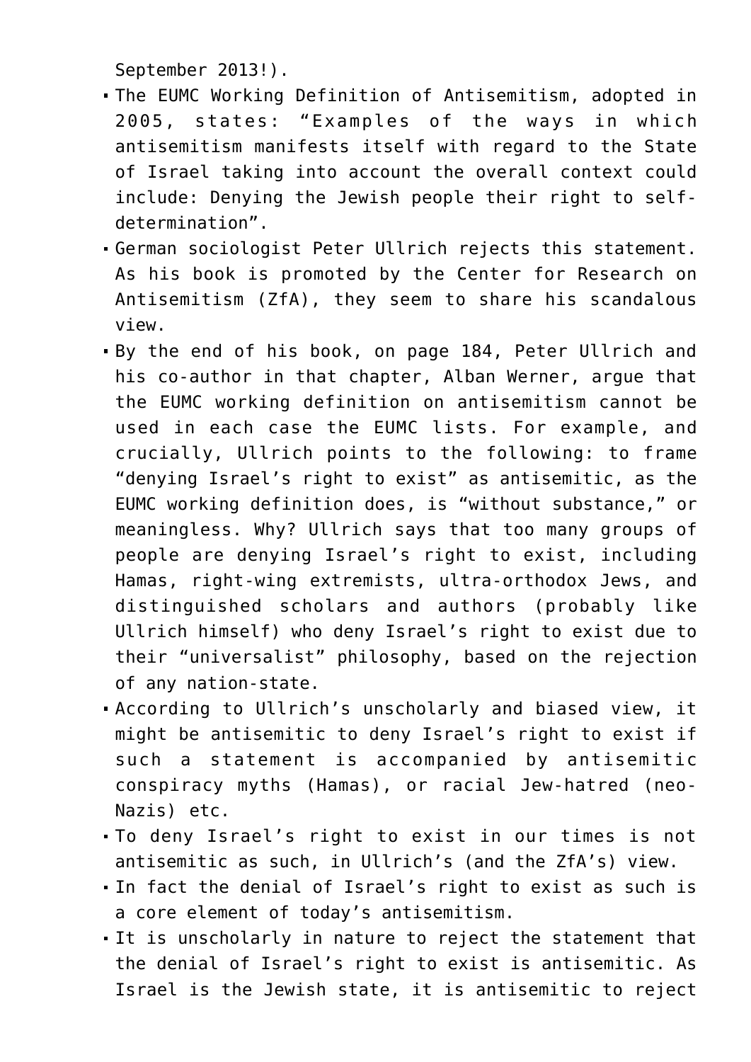September 2013!).

- The EUMC Working Definition of Antisemitism, adopted in 2005, states: "Examples of the ways in which antisemitism manifests itself with regard to the State of Israel taking into account the overall context could include: Denying the Jewish people their right to self-determination".
- German sociologist Peter Ullrich rejects this statement. As his book is promoted by the Center for Research on Antisemitism (ZfA), they seem to share his scandalous view.
- By the end of his book, on page 184, Peter Ullrich and his co-author in that chapter, Alban Werner, argue that the EUMC working definition on antisemitism cannot be used in each case the EUMC lists. For example, and crucially, Ullrich points to the following: to frame "denying Israel's right to exist" as antisemitic, as the EUMC working definition does, is "without substance," or meaningless. Why? Ullrich says that too many groups of people are denying Israel's right to exist, including Hamas, right-wing extremists, ultra-orthodox Jews, and distinguished scholars and authors (probably like Ullrich himself) who deny Israel's right to exist due to their "universalist" philosophy, based on the rejection of any nation-state.
- According to Ullrich's unscholarly and biased view, it might be antisemitic to deny Israel's right to exist if such a statement is accompanied by antisemitic conspiracy myths (Hamas), or racial Jew-hatred (neo-Nazis) etc.
- To deny Israel's right to exist in our times is not antisemitic as such, in Ullrich's (and the ZfA's) view.
- In fact the denial of Israel's right to exist as such is a core element of today's antisemitism.
- It is unscholarly in nature to reject the statement that the denial of Israel's right to exist is antisemitic. As Israel is the Jewish state, it is antisemitic to reject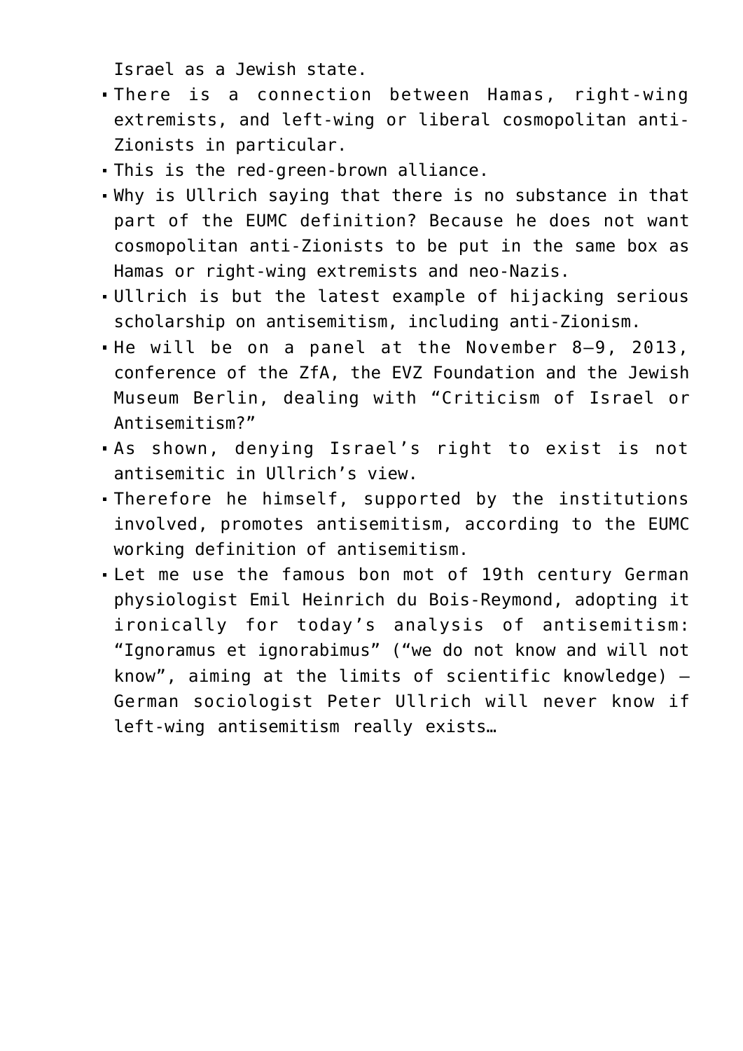Israel as a Jewish state.

- There is a connection between Hamas, right-wing extremists, and left-wing or liberal cosmopolitan anti-Zionists in particular.
- This is the red-green-brown alliance.
- Why is Ullrich saying that there is no substance in that part of the EUMC definition? Because he does not want cosmopolitan anti-Zionists to be put in the same box as Hamas or right-wing extremists and neo-Nazis.
- Ullrich is but the latest example of hijacking serious scholarship on antisemitism, including anti-Zionism.
- He will be on a panel at the November 8–9, 2013, conference of the ZfA, the EVZ Foundation and the Jewish Museum Berlin, dealing with "Criticism of Israel or Antisemitism?"
- As shown, denying Israel's right to exist is not antisemitic in Ullrich's view.
- Therefore he himself, supported by the institutions involved, promotes antisemitism, according to the EUMC working definition of antisemitism.
- Let me use the famous bon mot of 19th century German physiologist Emil Heinrich du Bois-Reymond, adopting it ironically for today's analysis of antisemitism: "Ignoramus et ignorabimus" ("we do not know and will not know", aiming at the limits of scientific knowledge) – German sociologist Peter Ullrich will never know if left-wing antisemitism really exists…